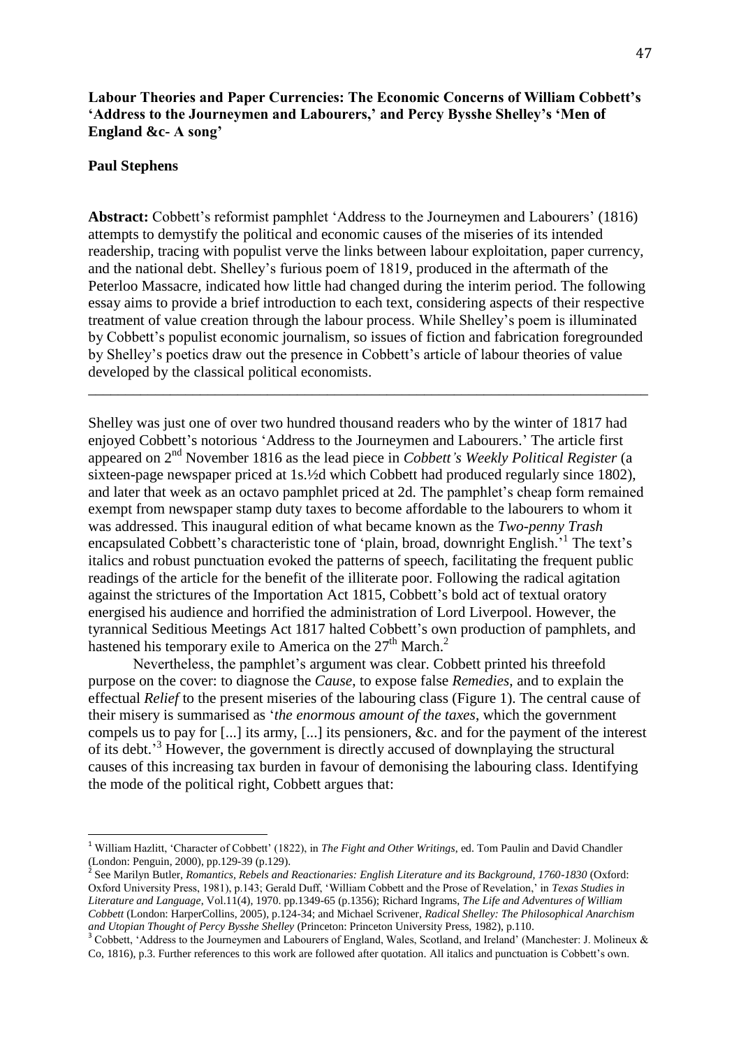**Labour Theories and Paper Currencies: The Economic Concerns of William Cobbett's 'Address to the Journeymen and Labourers,' and Percy Bysshe Shelley's 'Men of England &c- A song'**

**Paul Stephens**

**Abstract:** Cobbett's reformist pamphlet 'Address to the Journeymen and Labourers' (1816) attempts to demystify the political and economic causes of the miseries of its intended readership, tracing with populist verve the links between labour exploitation, paper currency, and the national debt. Shelley's furious poem of 1819, produced in the aftermath of the Peterloo Massacre, indicated how little had changed during the interim period. The following essay aims to provide a brief introduction to each text, considering aspects of their respective treatment of value creation through the labour process. While Shelley's poem is illuminated by Cobbett's populist economic journalism, so issues of fiction and fabrication foregrounded by Shelley's poetics draw out the presence in Cobbett's article of labour theories of value developed by the classical political economists.

---

Shelley was just one of over two hundred thousand readers who by the winter of 1817 had enjoyed Cobbett's notorious 'Address to the Journeymen and Labourers.' The article first appeared on 2nd November 1816 as the lead piece in *Cobbett's Weekly Political Register* (a sixteen-page newspaper priced at 1s.½d which Cobbett had produced regularly since 1802), and later that week as an octavo pamphlet priced at 2d. The pamphlet's cheap form remained exempt from newspaper stamp duty taxes to become affordable to the labourers to whom it was addressed. This inaugural edition of what became known as the *Two-penny Trash* encapsulated Cobbett's characteristic tone of 'plain, broad, downright English.'[1] The text's italics and robust punctuation evoked the patterns of speech, facilitating the frequent public readings of the article for the benefit of the illiterate poor. Following the radical agitation against the strictures of the Importation Act 1815, Cobbett's bold act of textual oratory energised his audience and horrified the administration of Lord Liverpool. However, the tyrannical Seditious Meetings Act 1817 halted Cobbett's own production of pamphlets, and hastened his temporary exile to America on the 27th March.[2]

Nevertheless, the pamphlet's argument was clear. Cobbett printed his threefold purpose on the cover: to diagnose the *Cause*, to expose false *Remedies*, and to explain the effectual *Relief* to the present miseries of the labouring class (Figure 1). The central cause of their misery is summarised as '*the enormous amount of the taxes*, which the government compels us to pay for [...] its army, [...] its pensioners, &c. and for the payment of the interest of its debt.'[3] However, the government is directly accused of downplaying the structural causes of this increasing tax burden in favour of demonising the labouring class. Identifying the mode of the political right, Cobbett argues that:

---

[1] William Hazlitt, 'Character of Cobbett' (1822), in *The Fight and Other Writings*, ed. Tom Paulin and David Chandler (London: Penguin, 2000), pp.129-39 (p.129).

[2] See Marilyn Butler, *Romantics, Rebels and Reactionaries: English Literature and its Background, 1760-1830* (Oxford: Oxford University Press, 1981), p.143; Gerald Duff, 'William Cobbett and the Prose of Revelation,' in *Texas Studies in Literature and Language*, Vol.11(4), 1970. pp.1349-65 (p.1356); Richard Ingrams, *The Life and Adventures of William Cobbett* (London: HarperCollins, 2005), p.124-34; and Michael Scrivener, *Radical Shelley: The Philosophical Anarchism and Utopian Thought of Percy Bysshe Shelley* (Princeton: Princeton University Press, 1982), p.110.

[3] Cobbett, 'Address to the Journeymen and Labourers of England, Wales, Scotland, and Ireland' (Manchester: J. Molineux & Co, 1816), p.3. Further references to this work are followed after quotation. All italics and punctuation is Cobbett's own.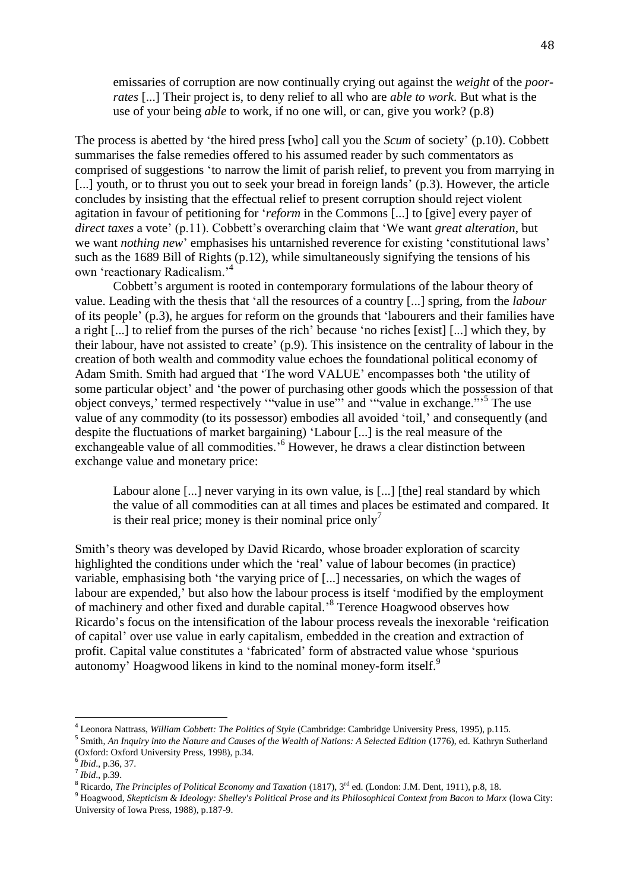> emissaries of corruption are now continually crying out against the *weight* of the *poor-rates* [...] Their project is, to deny relief to all who are *able to work*. But what is the use of your being *able* to work, if no one will, or can, give you work? (p.8)

The process is abetted by 'the hired press [who] call you the *Scum* of society' (p.10). Cobbett summarises the false remedies offered to his assumed reader by such commentators as comprised of suggestions 'to narrow the limit of parish relief, to prevent you from marrying in [...] youth, or to thrust you out to seek your bread in foreign lands' (p.3). However, the article concludes by insisting that the effectual relief to present corruption should reject violent agitation in favour of petitioning for '*reform* in the Commons [...] to [give] every payer of *direct taxes* a vote' (p.11). Cobbett's overarching claim that 'We want *great alteration*, but we want *nothing new*' emphasises his untarnished reverence for existing 'constitutional laws' such as the 1689 Bill of Rights (p.12), while simultaneously signifying the tensions of his own 'reactionary Radicalism.'[4]

Cobbett's argument is rooted in contemporary formulations of the labour theory of value. Leading with the thesis that 'all the resources of a country [...] spring, from the *labour* of its people' (p.3), he argues for reform on the grounds that 'labourers and their families have a right [...] to relief from the purses of the rich' because 'no riches [exist] [...] which they, by their labour, have not assisted to create' (p.9). This insistence on the centrality of labour in the creation of both wealth and commodity value echoes the foundational political economy of Adam Smith. Smith had argued that 'The word VALUE' encompasses both 'the utility of some particular object' and 'the power of purchasing other goods which the possession of that object conveys,' termed respectively '"value in use"' and '"value in exchange."'[5] The use value of any commodity (to its possessor) embodies all avoided 'toil,' and consequently (and despite the fluctuations of market bargaining) 'Labour [...] is the real measure of the exchangeable value of all commodities.'[6] However, he draws a clear distinction between exchange value and monetary price:

> Labour alone [...] never varying in its own value, is [...] [the] real standard by which the value of all commodities can at all times and places be estimated and compared. It is their real price; money is their nominal price only[7]

Smith's theory was developed by David Ricardo, whose broader exploration of scarcity highlighted the conditions under which the 'real' value of labour becomes (in practice) variable, emphasising both 'the varying price of [...] necessaries, on which the wages of labour are expended,' but also how the labour process is itself 'modified by the employment of machinery and other fixed and durable capital.'[8] Terence Hoagwood observes how Ricardo's focus on the intensification of the labour process reveals the inexorable 'reification of capital' over use value in early capitalism, embedded in the creation and extraction of profit. Capital value constitutes a 'fabricated' form of abstracted value whose 'spurious autonomy' Hoagwood likens in kind to the nominal money-form itself.[9]

---

[4] Leonora Nattrass, *William Cobbett: The Politics of Style* (Cambridge: Cambridge University Press, 1995), p.115.

[5] Smith, *An Inquiry into the Nature and Causes of the Wealth of Nations: A Selected Edition* (1776), ed. Kathryn Sutherland (Oxford: Oxford University Press, 1998), p.34.

[6] *Ibid*., p.36, 37.

[7] *Ibid*., p.39.

[8] Ricardo, *The Principles of Political Economy and Taxation* (1817), 3rd ed. (London: J.M. Dent, 1911), p.8, 18.

[9] Hoagwood, *Skepticism & Ideology: Shelley's Political Prose and its Philosophical Context from Bacon to Marx* (Iowa City: University of Iowa Press, 1988), p.187-9.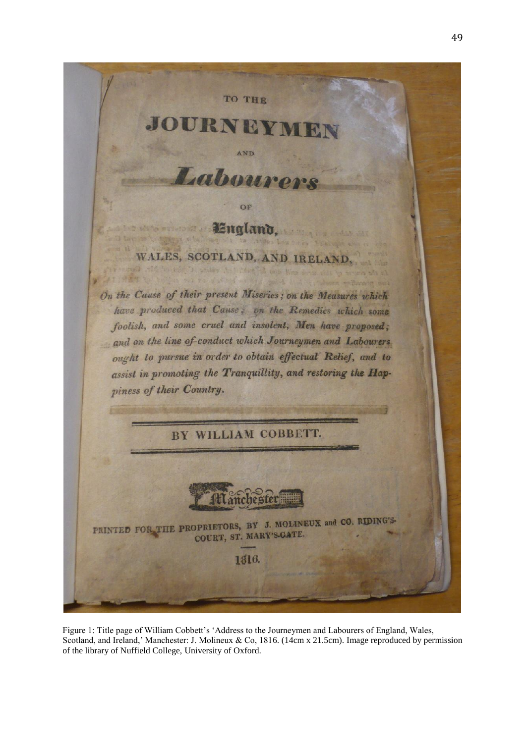Figure 1: Title page of William Cobbett's 'Address to the Journeymen and Labourers of England, Wales, Scotland, and Ireland,' Manchester: J. Molineux & Co, 1816. (14cm x 21.5cm). Image reproduced by permission of the library of Nuffield College, University of Oxford.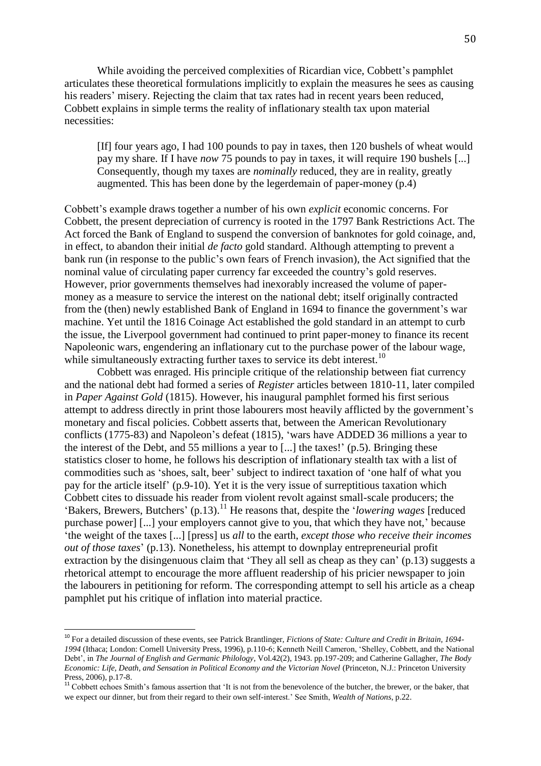While avoiding the perceived complexities of Ricardian vice, Cobbett's pamphlet articulates these theoretical formulations implicitly to explain the measures he sees as causing his readers' misery. Rejecting the claim that tax rates had in recent years been reduced, Cobbett explains in simple terms the reality of inflationary stealth tax upon material necessities:

> [If] four years ago, I had 100 pounds to pay in taxes, then 120 bushels of wheat would pay my share. If I have *now* 75 pounds to pay in taxes, it will require 190 bushels [...] Consequently, though my taxes are *nominally* reduced, they are in reality, greatly augmented. This has been done by the legerdemain of paper-money (p.4)

Cobbett's example draws together a number of his own *explicit* economic concerns. For Cobbett, the present depreciation of currency is rooted in the 1797 Bank Restrictions Act. The Act forced the Bank of England to suspend the conversion of banknotes for gold coinage, and, in effect, to abandon their initial *de facto* gold standard. Although attempting to prevent a bank run (in response to the public's own fears of French invasion), the Act signified that the nominal value of circulating paper currency far exceeded the country's gold reserves. However, prior governments themselves had inexorably increased the volume of paper-money as a measure to service the interest on the national debt; itself originally contracted from the (then) newly established Bank of England in 1694 to finance the government's war machine. Yet until the 1816 Coinage Act established the gold standard in an attempt to curb the issue, the Liverpool government had continued to print paper-money to finance its recent Napoleonic wars, engendering an inflationary cut to the purchase power of the labour wage, while simultaneously extracting further taxes to service its debt interest.[10]

Cobbett was enraged. His principle critique of the relationship between fiat currency and the national debt had formed a series of *Register* articles between 1810-11, later compiled in *Paper Against Gold* (1815). However, his inaugural pamphlet formed his first serious attempt to address directly in print those labourers most heavily afflicted by the government's monetary and fiscal policies. Cobbett asserts that, between the American Revolutionary conflicts (1775-83) and Napoleon's defeat (1815), 'wars have ADDED 36 millions a year to the interest of the Debt, and 55 millions a year to [...] the taxes!' (p.5). Bringing these statistics closer to home, he follows his description of inflationary stealth tax with a list of commodities such as 'shoes, salt, beer' subject to indirect taxation of 'one half of what you pay for the article itself' (p.9-10). Yet it is the very issue of surreptitious taxation which Cobbett cites to dissuade his reader from violent revolt against small-scale producers; the 'Bakers, Brewers, Butchers' (p.13).[11] He reasons that, despite the '*lowering wages* [reduced purchase power] [...] your employers cannot give to you, that which they have not,' because 'the weight of the taxes [...] [press] us *all* to the earth, *except those who receive their incomes out of those taxes*' (p.13). Nonetheless, his attempt to downplay entrepreneurial profit extraction by the disingenuous claim that 'They all sell as cheap as they can' (p.13) suggests a rhetorical attempt to encourage the more affluent readership of his pricier newspaper to join the labourers in petitioning for reform. The corresponding attempt to sell his article as a cheap pamphlet put his critique of inflation into material practice.

---

[10] For a detailed discussion of these events, see Patrick Brantlinger, *Fictions of State: Culture and Credit in Britain, 1694-1994* (Ithaca; London: Cornell University Press, 1996), p.110-6; Kenneth Neill Cameron, 'Shelley, Cobbett, and the National Debt', in *The Journal of English and Germanic Philology*, Vol.42(2), 1943. pp.197-209; and Catherine Gallagher, *The Body Economic: Life, Death, and Sensation in Political Economy and the Victorian Novel* (Princeton, N.J.: Princeton University Press, 2006), p.17-8.

[11] Cobbett echoes Smith's famous assertion that 'It is not from the benevolence of the butcher, the brewer, or the baker, that we expect our dinner, but from their regard to their own self-interest.' See Smith, *Wealth of Nations*, p.22.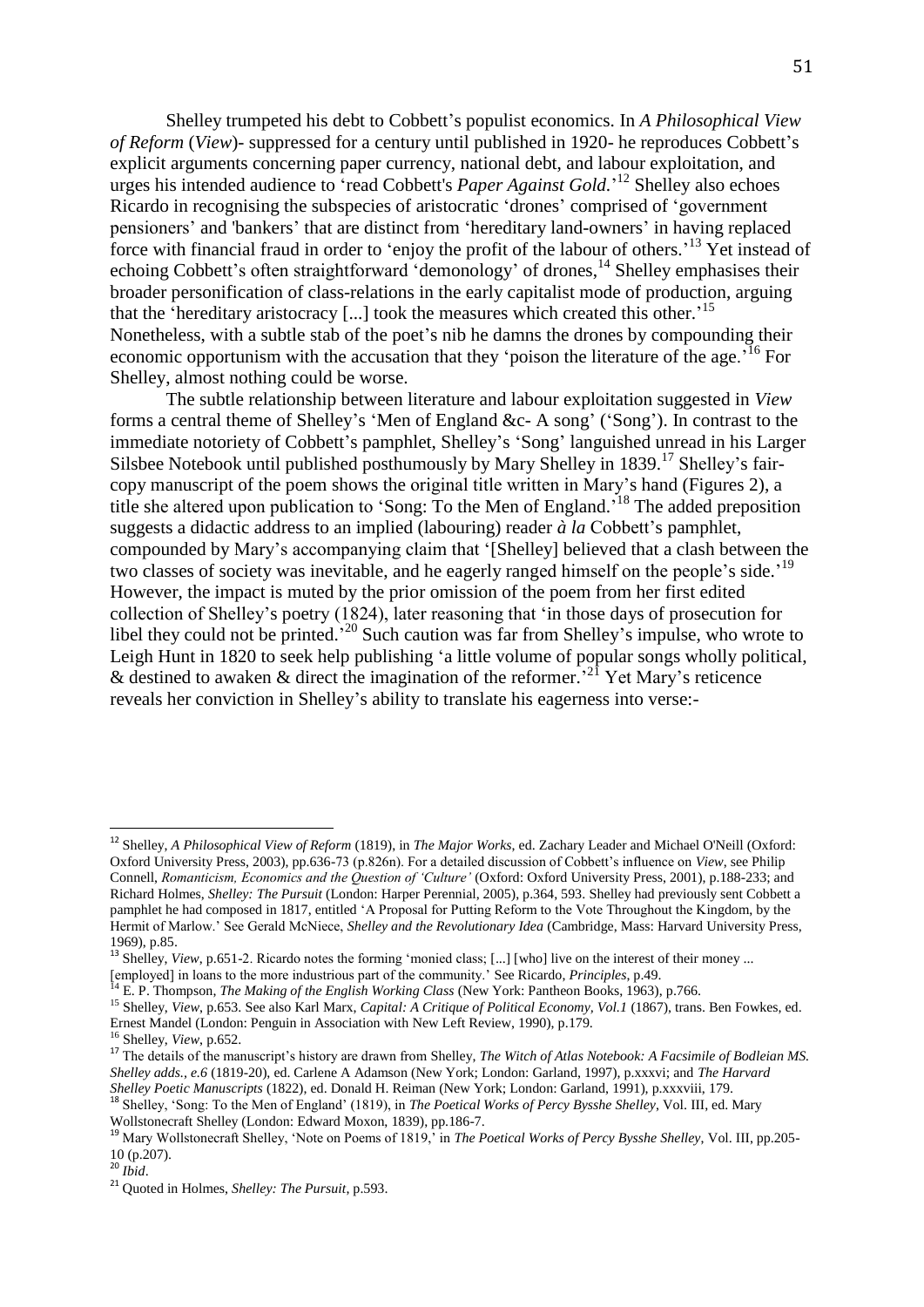Shelley trumpeted his debt to Cobbett's populist economics. In *A Philosophical View of Reform* (*View*)- suppressed for a century until published in 1920- he reproduces Cobbett's explicit arguments concerning paper currency, national debt, and labour exploitation, and urges his intended audience to 'read Cobbett's *Paper Against Gold*.'[12] Shelley also echoes Ricardo in recognising the subspecies of aristocratic 'drones' comprised of 'government pensioners' and 'bankers' that are distinct from 'hereditary land-owners' in having replaced force with financial fraud in order to 'enjoy the profit of the labour of others.'[13] Yet instead of echoing Cobbett's often straightforward 'demonology' of drones,[14] Shelley emphasises their broader personification of class-relations in the early capitalist mode of production, arguing that the 'hereditary aristocracy [...] took the measures which created this other.'[15] Nonetheless, with a subtle stab of the poet's nib he damns the drones by compounding their economic opportunism with the accusation that they 'poison the literature of the age.'[16] For Shelley, almost nothing could be worse.

The subtle relationship between literature and labour exploitation suggested in *View* forms a central theme of Shelley's 'Men of England &c- A song' ('Song'). In contrast to the immediate notoriety of Cobbett's pamphlet, Shelley's 'Song' languished unread in his Larger Silsbee Notebook until published posthumously by Mary Shelley in 1839.[17] Shelley's fair-copy manuscript of the poem shows the original title written in Mary's hand (Figures 2), a title she altered upon publication to 'Song: To the Men of England.'[18] The added preposition suggests a didactic address to an implied (labouring) reader *à la* Cobbett's pamphlet, compounded by Mary's accompanying claim that '[Shelley] believed that a clash between the two classes of society was inevitable, and he eagerly ranged himself on the people's side.'[19] However, the impact is muted by the prior omission of the poem from her first edited collection of Shelley's poetry (1824), later reasoning that 'in those days of prosecution for libel they could not be printed.'[20] Such caution was far from Shelley's impulse, who wrote to Leigh Hunt in 1820 to seek help publishing 'a little volume of popular songs wholly political, & destined to awaken & direct the imagination of the reformer.'[21] Yet Mary's reticence reveals her conviction in Shelley's ability to translate his eagerness into verse:-

---

[12] Shelley, *A Philosophical View of Reform* (1819), in *The Major Works*, ed. Zachary Leader and Michael O'Neill (Oxford: Oxford University Press, 2003), pp.636-73 (p.826n). For a detailed discussion of Cobbett's influence on *View*, see Philip Connell, *Romanticism, Economics and the Question of 'Culture'* (Oxford: Oxford University Press, 2001), p.188-233; and Richard Holmes, *Shelley: The Pursuit* (London: Harper Perennial, 2005), p.364, 593. Shelley had previously sent Cobbett a pamphlet he had composed in 1817, entitled 'A Proposal for Putting Reform to the Vote Throughout the Kingdom, by the Hermit of Marlow.' See Gerald McNiece, *Shelley and the Revolutionary Idea* (Cambridge, Mass: Harvard University Press, 1969), p.85.

[13] Shelley, *View*, p.651-2. Ricardo notes the forming 'monied class; [...] [who] live on the interest of their money ... [employed] in loans to the more industrious part of the community.' See Ricardo, *Principles*, p.49.

[14] E. P. Thompson, *The Making of the English Working Class* (New York: Pantheon Books, 1963), p.766.

[15] Shelley, *View*, p.653. See also Karl Marx, *Capital: A Critique of Political Economy, Vol.1* (1867), trans. Ben Fowkes, ed. Ernest Mandel (London: Penguin in Association with New Left Review, 1990), p.179.

[16] Shelley, *View*, p.652.

[17] The details of the manuscript's history are drawn from Shelley, *The Witch of Atlas Notebook: A Facsimile of Bodleian MS. Shelley adds., e.6* (1819-20), ed. Carlene A Adamson (New York; London: Garland, 1997), p.xxxvi; and *The Harvard Shelley Poetic Manuscripts* (1822), ed. Donald H. Reiman (New York; London: Garland, 1991), p.xxxviii, 179.

[18] Shelley, 'Song: To the Men of England' (1819), in *The Poetical Works of Percy Bysshe Shelley*, Vol. III, ed. Mary Wollstonecraft Shelley (London: Edward Moxon, 1839), pp.186-7.

[19] Mary Wollstonecraft Shelley, 'Note on Poems of 1819,' in *The Poetical Works of Percy Bysshe Shelley*, Vol. III, pp.205-10 (p.207).

[20] *Ibid*.

[21] Quoted in Holmes, *Shelley: The Pursuit*, p.593.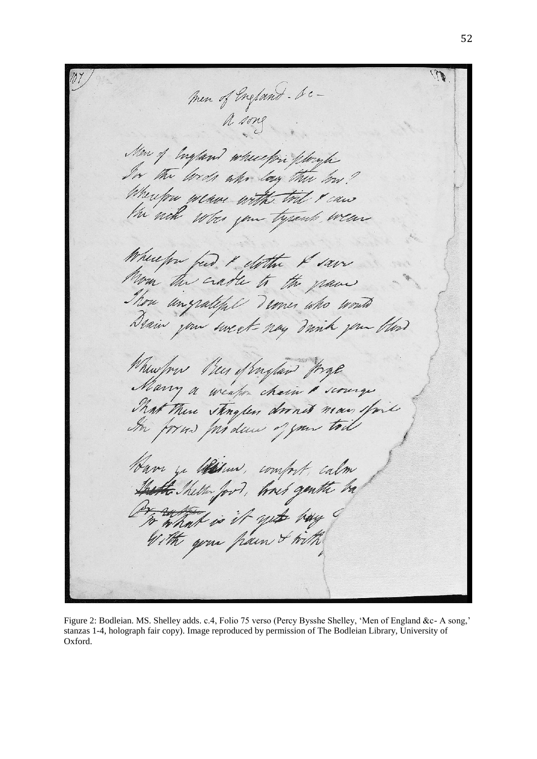Figure 2: Bodleian. MS. Shelley adds. c.4, Folio 75 verso (Percy Bysshe Shelley, 'Men of England &c- A song,' stanzas 1-4, holograph fair copy). Image reproduced by permission of The Bodleian Library, University of Oxford.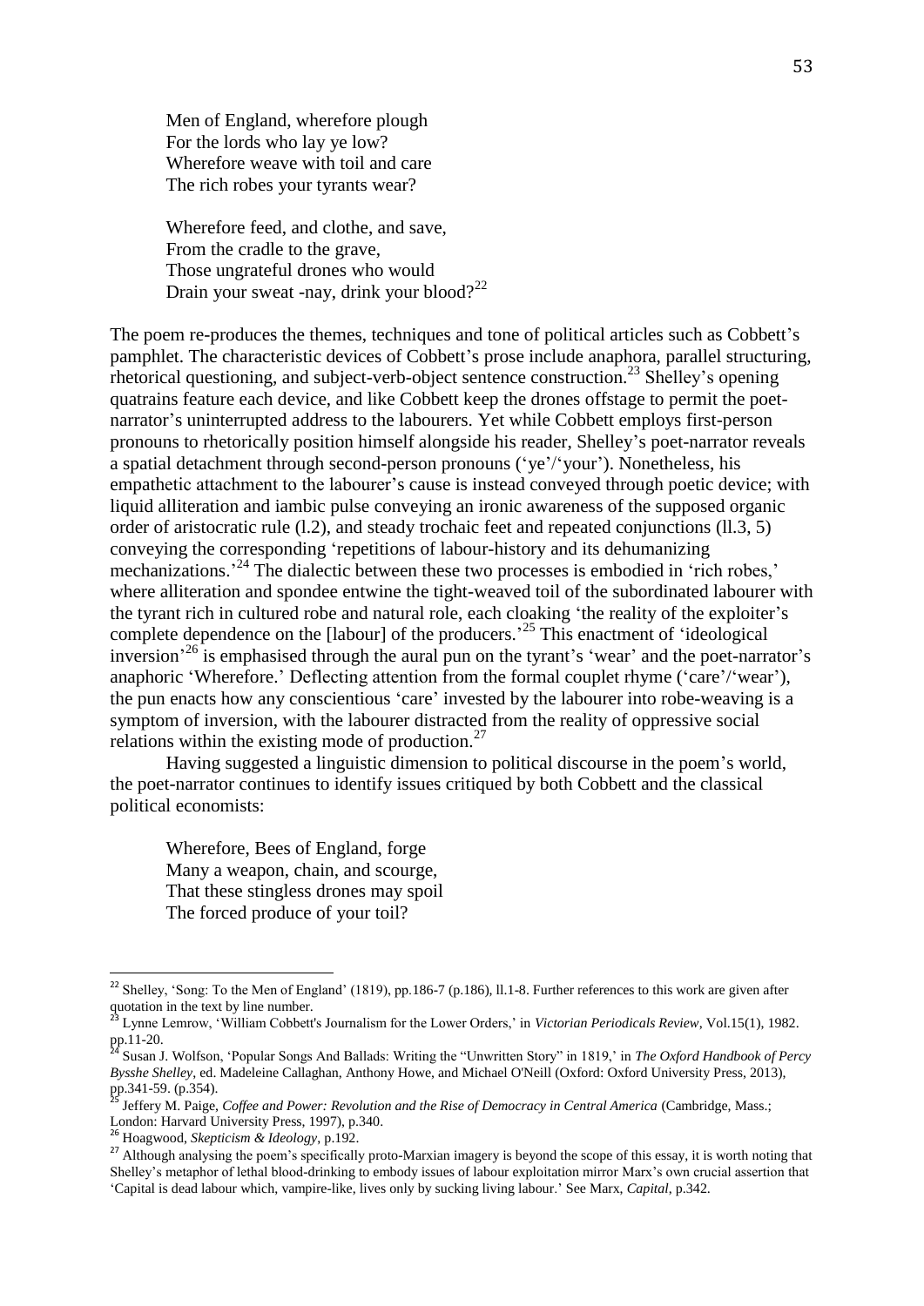> Men of England, wherefore plough
> For the lords who lay ye low?
> Wherefore weave with toil and care
> The rich robes your tyrants wear?
>
> Wherefore feed, and clothe, and save,
> From the cradle to the grave,
> Those ungrateful drones who would
> Drain your sweat -nay, drink your blood?[22]

The poem re-produces the themes, techniques and tone of political articles such as Cobbett's pamphlet. The characteristic devices of Cobbett's prose include anaphora, parallel structuring, rhetorical questioning, and subject-verb-object sentence construction.[23] Shelley's opening quatrains feature each device, and like Cobbett keep the drones offstage to permit the poet-narrator's uninterrupted address to the labourers. Yet while Cobbett employs first-person pronouns to rhetorically position himself alongside his reader, Shelley's poet-narrator reveals a spatial detachment through second-person pronouns ('ye'/'your'). Nonetheless, his empathetic attachment to the labourer's cause is instead conveyed through poetic device; with liquid alliteration and iambic pulse conveying an ironic awareness of the supposed organic order of aristocratic rule (l.2), and steady trochaic feet and repeated conjunctions (ll.3, 5) conveying the corresponding 'repetitions of labour-history and its dehumanizing mechanizations.'[24] The dialectic between these two processes is embodied in 'rich robes,' where alliteration and spondee entwine the tight-weaved toil of the subordinated labourer with the tyrant rich in cultured robe and natural role, each cloaking 'the reality of the exploiter's complete dependence on the [labour] of the producers.'[25] This enactment of 'ideological inversion'[26] is emphasised through the aural pun on the tyrant's 'wear' and the poet-narrator's anaphoric 'Wherefore.' Deflecting attention from the formal couplet rhyme ('care'/'wear'), the pun enacts how any conscientious 'care' invested by the labourer into robe-weaving is a symptom of inversion, with the labourer distracted from the reality of oppressive social relations within the existing mode of production.[27]

Having suggested a linguistic dimension to political discourse in the poem's world, the poet-narrator continues to identify issues critiqued by both Cobbett and the classical political economists:

> Wherefore, Bees of England, forge
> Many a weapon, chain, and scourge,
> That these stingless drones may spoil
> The forced produce of your toil?

---

[22] Shelley, 'Song: To the Men of England' (1819), pp.186-7 (p.186), ll.1-8. Further references to this work are given after quotation in the text by line number.

[23] Lynne Lemrow, 'William Cobbett's Journalism for the Lower Orders,' in *Victorian Periodicals Review*, Vol.15(1), 1982. pp.11-20.

[24] Susan J. Wolfson, 'Popular Songs And Ballads: Writing the "Unwritten Story" in 1819,' in *The Oxford Handbook of Percy Bysshe Shelley*, ed. Madeleine Callaghan, Anthony Howe, and Michael O'Neill (Oxford: Oxford University Press, 2013), pp.341-59. (p.354).

[25] Jeffery M. Paige, *Coffee and Power: Revolution and the Rise of Democracy in Central America* (Cambridge, Mass.; London: Harvard University Press, 1997), p.340.

[26] Hoagwood, *Skepticism & Ideology*, p.192.

[27] Although analysing the poem's specifically proto-Marxian imagery is beyond the scope of this essay, it is worth noting that Shelley's metaphor of lethal blood-drinking to embody issues of labour exploitation mirror Marx's own crucial assertion that 'Capital is dead labour which, vampire-like, lives only by sucking living labour.' See Marx, *Capital*, p.342.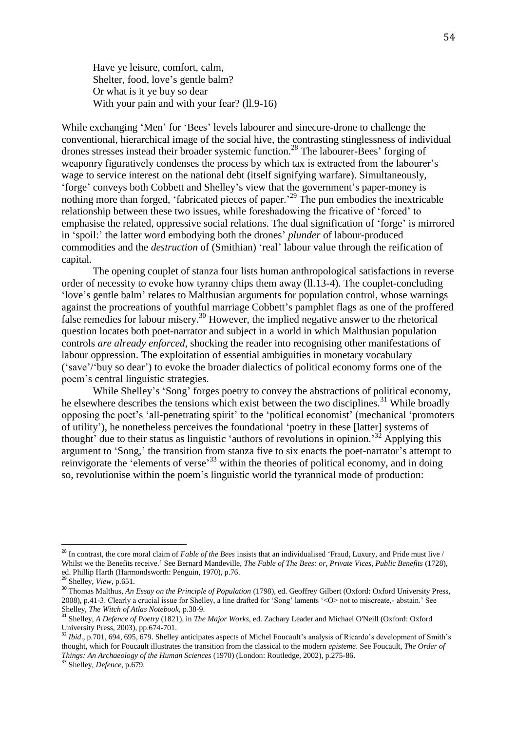> Have ye leisure, comfort, calm,
> Shelter, food, love's gentle balm?
> Or what is it ye buy so dear
> With your pain and with your fear? (ll.9-16)

While exchanging 'Men' for 'Bees' levels labourer and sinecure-drone to challenge the conventional, hierarchical image of the social hive, the contrasting stinglessness of individual drones stresses instead their broader systemic function.[28] The labourer-Bees' forging of weaponry figuratively condenses the process by which tax is extracted from the labourer's wage to service interest on the national debt (itself signifying warfare). Simultaneously, 'forge' conveys both Cobbett and Shelley's view that the government's paper-money is nothing more than forged, 'fabricated pieces of paper.'[29] The pun embodies the inextricable relationship between these two issues, while foreshadowing the fricative of 'forced' to emphasise the related, oppressive social relations. The dual signification of 'forge' is mirrored in 'spoil:' the latter word embodying both the drones' *plunder* of labour-produced commodities and the *destruction* of (Smithian) 'real' labour value through the reification of capital.

The opening couplet of stanza four lists human anthropological satisfactions in reverse order of necessity to evoke how tyranny chips them away (ll.13-4). The couplet-concluding 'love's gentle balm' relates to Malthusian arguments for population control, whose warnings against the procreations of youthful marriage Cobbett's pamphlet flags as one of the proffered false remedies for labour misery.[30] However, the implied negative answer to the rhetorical question locates both poet-narrator and subject in a world in which Malthusian population controls *are already enforced*, shocking the reader into recognising other manifestations of labour oppression. The exploitation of essential ambiguities in monetary vocabulary ('save'/'buy so dear') to evoke the broader dialectics of political economy forms one of the poem's central linguistic strategies.

While Shelley's 'Song' forges poetry to convey the abstractions of political economy, he elsewhere describes the tensions which exist between the two disciplines.[31] While broadly opposing the poet's 'all-penetrating spirit' to the 'political economist' (mechanical 'promoters of utility'), he nonetheless perceives the foundational 'poetry in these [latter] systems of thought' due to their status as linguistic 'authors of revolutions in opinion.'[32] Applying this argument to 'Song,' the transition from stanza five to six enacts the poet-narrator's attempt to reinvigorate the 'elements of verse'[33] within the theories of political economy, and in doing so, revolutionise within the poem's linguistic world the tyrannical mode of production:

---

[28] In contrast, the core moral claim of *Fable of the Bees* insists that an individualised 'Fraud, Luxury, and Pride must live / Whilst we the Benefits receive.' See Bernard Mandeville, *The Fable of The Bees: or, Private Vices, Public Benefits* (1728), ed. Phillip Harth (Harmondsworth: Penguin, 1970), p.76.

[29] Shelley, *View*, p.651.

[30] Thomas Malthus, *An Essay on the Principle of Population* (1798), ed. Geoffrey Gilbert (Oxford: Oxford University Press, 2008), p.41-3. Clearly a crucial issue for Shelley, a line drafted for 'Song' laments '<O> not to miscreate,- abstain.' See Shelley, *The Witch of Atlas Notebook*, p.38-9.

[31] Shelley, *A Defence of Poetry* (1821), in *The Major Works*, ed. Zachary Leader and Michael O'Neill (Oxford: Oxford University Press, 2003), pp.674-701.

[32] *Ibid*., p.701, 694, 695, 679. Shelley anticipates aspects of Michel Foucault's analysis of Ricardo's development of Smith's thought, which for Foucault illustrates the transition from the classical to the modern *episteme*. See Foucault, *The Order of Things: An Archaeology of the Human Sciences* (1970) (London: Routledge, 2002), p.275-86.

[33] Shelley, *Defence*, p.679.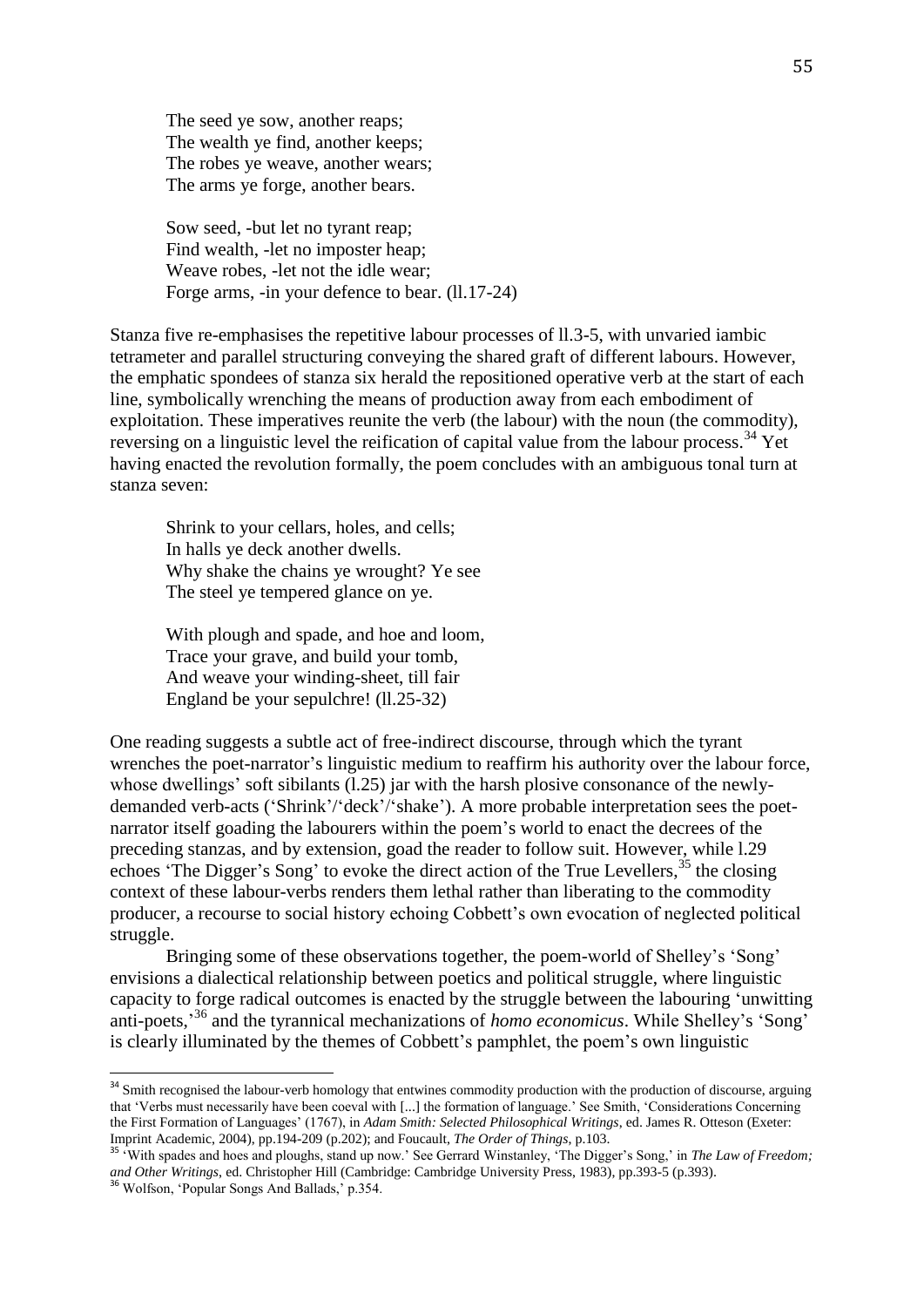The seed ye sow, another reaps;
The wealth ye find, another keeps;
The robes ye weave, another wears;
The arms ye forge, another bears.

Sow seed, -but let no tyrant reap;
Find wealth, -let no imposter heap;
Weave robes, -let not the idle wear;
Forge arms, -in your defence to bear. (ll.17-24)

Stanza five re-emphasises the repetitive labour processes of ll.3-5, with unvaried iambic tetrameter and parallel structuring conveying the shared graft of different labours. However, the emphatic spondees of stanza six herald the repositioned operative verb at the start of each line, symbolically wrenching the means of production away from each embodiment of exploitation. These imperatives reunite the verb (the labour) with the noun (the commodity), reversing on a linguistic level the reification of capital value from the labour process.[34] Yet having enacted the revolution formally, the poem concludes with an ambiguous tonal turn at stanza seven:

Shrink to your cellars, holes, and cells;
In halls ye deck another dwells.
Why shake the chains ye wrought? Ye see
The steel ye tempered glance on ye.

With plough and spade, and hoe and loom,
Trace your grave, and build your tomb,
And weave your winding-sheet, till fair
England be your sepulchre! (ll.25-32)

One reading suggests a subtle act of free-indirect discourse, through which the tyrant wrenches the poet-narrator's linguistic medium to reaffirm his authority over the labour force, whose dwellings' soft sibilants (l.25) jar with the harsh plosive consonance of the newly-demanded verb-acts ('Shrink'/'deck'/'shake'). A more probable interpretation sees the poet-narrator itself goading the labourers within the poem's world to enact the decrees of the preceding stanzas, and by extension, goad the reader to follow suit. However, while l.29 echoes 'The Digger's Song' to evoke the direct action of the True Levellers,[35] the closing context of these labour-verbs renders them lethal rather than liberating to the commodity producer, a recourse to social history echoing Cobbett's own evocation of neglected political struggle.

Bringing some of these observations together, the poem-world of Shelley's 'Song' envisions a dialectical relationship between poetics and political struggle, where linguistic capacity to forge radical outcomes is enacted by the struggle between the labouring 'unwitting anti-poets,'[36] and the tyrannical mechanizations of *homo economicus*. While Shelley's 'Song' is clearly illuminated by the themes of Cobbett's pamphlet, the poem's own linguistic

---

[34] Smith recognised the labour-verb homology that entwines commodity production with the production of discourse, arguing that 'Verbs must necessarily have been coeval with [...] the formation of language.' See Smith, 'Considerations Concerning the First Formation of Languages' (1767), in *Adam Smith: Selected Philosophical Writings*, ed. James R. Otteson (Exeter: Imprint Academic, 2004), pp.194-209 (p.202); and Foucault, *The Order of Things*, p.103.

[35] 'With spades and hoes and ploughs, stand up now.' See Gerrard Winstanley, 'The Digger's Song,' in *The Law of Freedom; and Other Writings*, ed. Christopher Hill (Cambridge: Cambridge University Press, 1983), pp.393-5 (p.393).

[36] Wolfson, 'Popular Songs And Ballads,' p.354.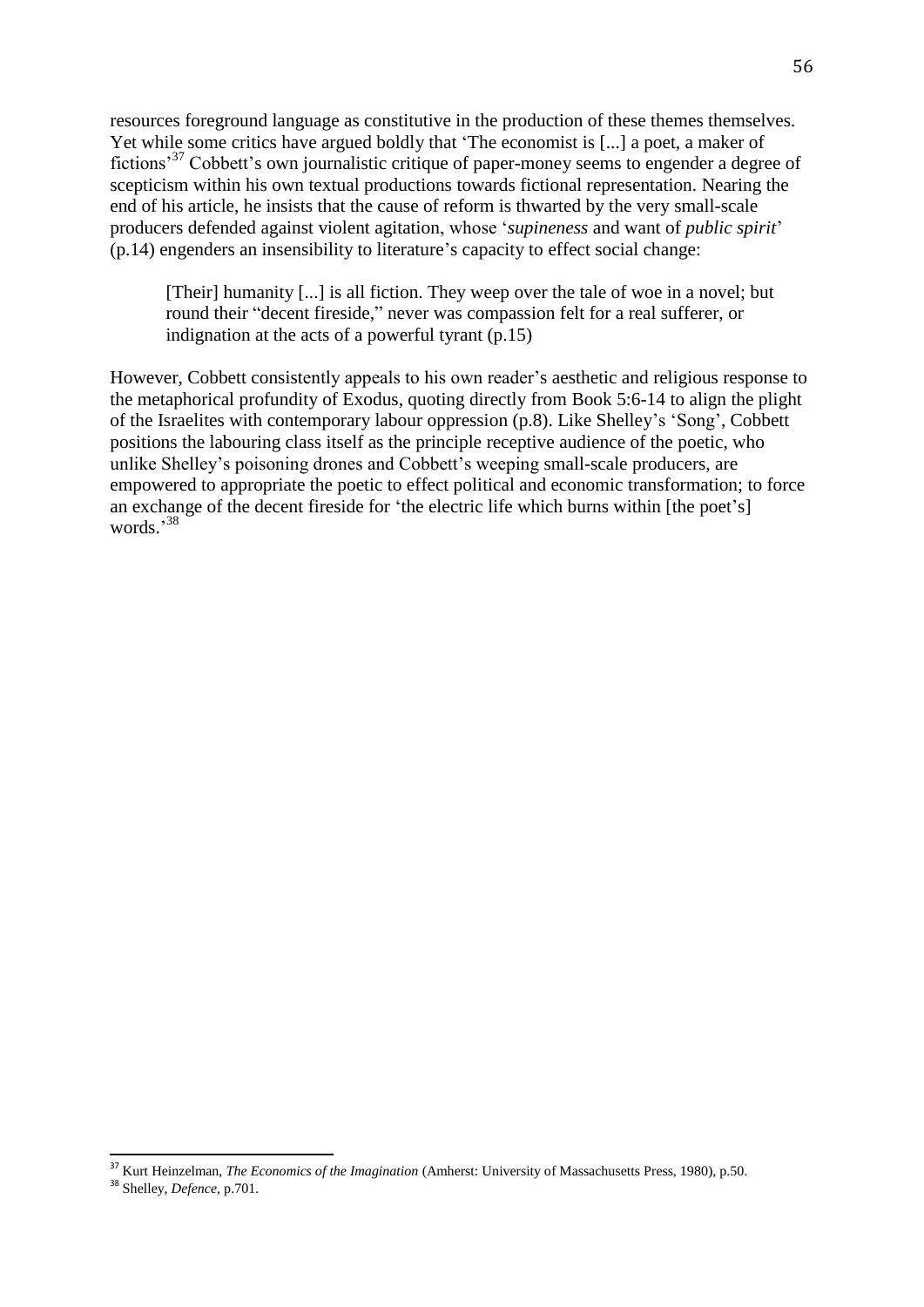resources foreground language as constitutive in the production of these themes themselves. Yet while some critics have argued boldly that 'The economist is [...] a poet, a maker of fictions'[37] Cobbett's own journalistic critique of paper-money seems to engender a degree of scepticism within his own textual productions towards fictional representation. Nearing the end of his article, he insists that the cause of reform is thwarted by the very small-scale producers defended against violent agitation, whose '*supineness* and want of *public spirit*' (p.14) engenders an insensibility to literature's capacity to effect social change:

> [Their] humanity [...] is all fiction. They weep over the tale of woe in a novel; but round their "decent fireside," never was compassion felt for a real sufferer, or indignation at the acts of a powerful tyrant (p.15)

However, Cobbett consistently appeals to his own reader's aesthetic and religious response to the metaphorical profundity of Exodus, quoting directly from Book 5:6-14 to align the plight of the Israelites with contemporary labour oppression (p.8). Like Shelley's 'Song', Cobbett positions the labouring class itself as the principle receptive audience of the poetic, who unlike Shelley's poisoning drones and Cobbett's weeping small-scale producers, are empowered to appropriate the poetic to effect political and economic transformation; to force an exchange of the decent fireside for 'the electric life which burns within [the poet's] words.'[38]

---

[37] Kurt Heinzelman, *The Economics of the Imagination* (Amherst: University of Massachusetts Press, 1980), p.50.

[38] Shelley, *Defence*, p.701.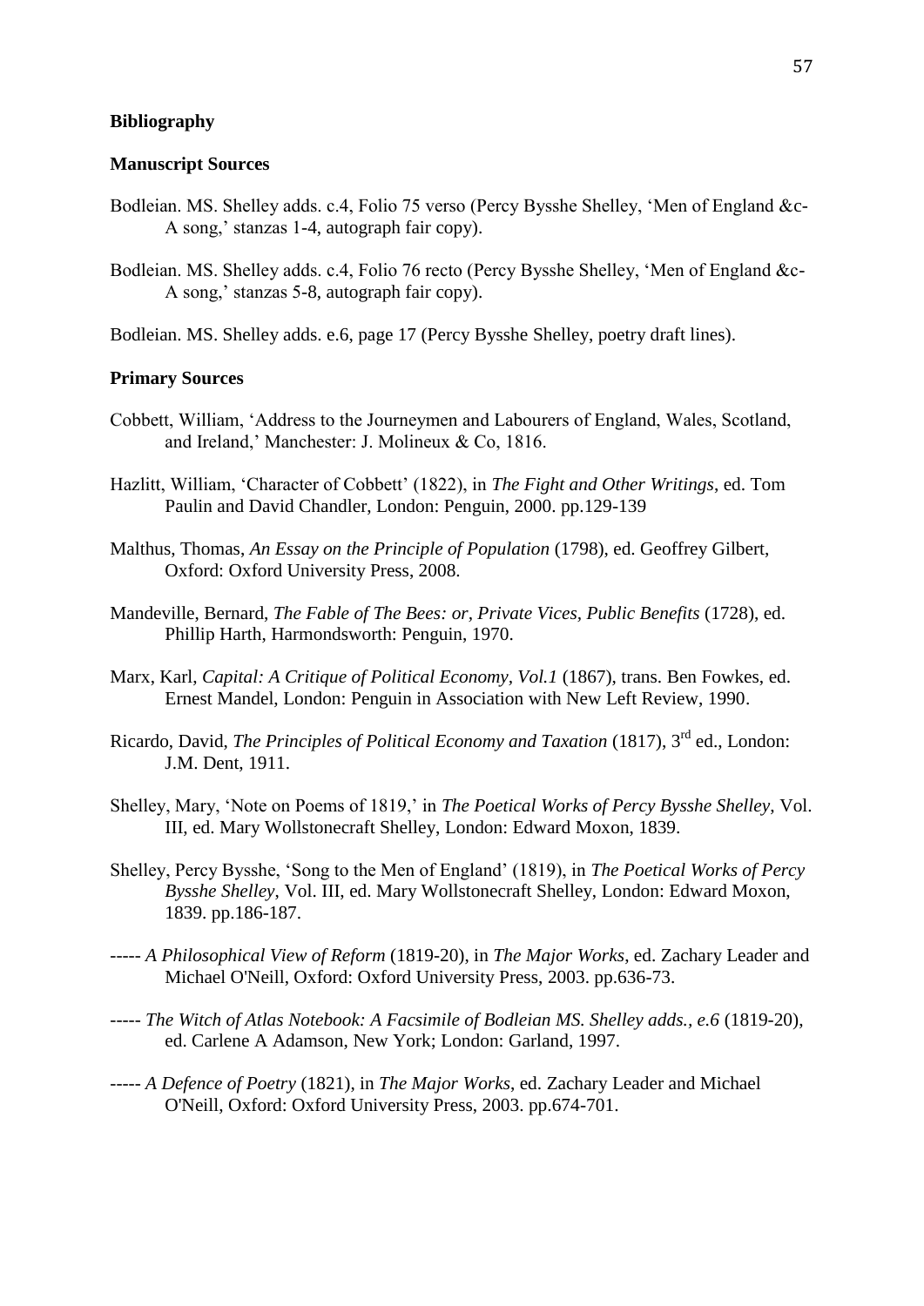## Bibliography

### Manuscript Sources

Bodleian. MS. Shelley adds. c.4, Folio 75 verso (Percy Bysshe Shelley, 'Men of England &c-A song,' stanzas 1-4, autograph fair copy).

Bodleian. MS. Shelley adds. c.4, Folio 76 recto (Percy Bysshe Shelley, 'Men of England &c-A song,' stanzas 5-8, autograph fair copy).

Bodleian. MS. Shelley adds. e.6, page 17 (Percy Bysshe Shelley, poetry draft lines).

### Primary Sources

Cobbett, William, 'Address to the Journeymen and Labourers of England, Wales, Scotland, and Ireland,' Manchester: J. Molineux & Co, 1816.

Hazlitt, William, 'Character of Cobbett' (1822), in *The Fight and Other Writings*, ed. Tom Paulin and David Chandler, London: Penguin, 2000. pp.129-139

Malthus, Thomas, *An Essay on the Principle of Population* (1798), ed. Geoffrey Gilbert, Oxford: Oxford University Press, 2008.

Mandeville, Bernard, *The Fable of The Bees: or, Private Vices, Public Benefits* (1728), ed. Phillip Harth, Harmondsworth: Penguin, 1970.

Marx, Karl, *Capital: A Critique of Political Economy, Vol.1* (1867), trans. Ben Fowkes, ed. Ernest Mandel, London: Penguin in Association with New Left Review, 1990.

Ricardo, David, *The Principles of Political Economy and Taxation* (1817), 3rd ed., London: J.M. Dent, 1911.

Shelley, Mary, 'Note on Poems of 1819,' in *The Poetical Works of Percy Bysshe Shelley*, Vol. III, ed. Mary Wollstonecraft Shelley, London: Edward Moxon, 1839.

Shelley, Percy Bysshe, 'Song to the Men of England' (1819), in *The Poetical Works of Percy Bysshe Shelley*, Vol. III, ed. Mary Wollstonecraft Shelley, London: Edward Moxon, 1839. pp.186-187.

----- *A Philosophical View of Reform* (1819-20), in *The Major Works*, ed. Zachary Leader and Michael O'Neill, Oxford: Oxford University Press, 2003. pp.636-73.

----- *The Witch of Atlas Notebook: A Facsimile of Bodleian MS. Shelley adds., e.6* (1819-20), ed. Carlene A Adamson, New York; London: Garland, 1997.

----- *A Defence of Poetry* (1821), in *The Major Works*, ed. Zachary Leader and Michael O'Neill, Oxford: Oxford University Press, 2003. pp.674-701.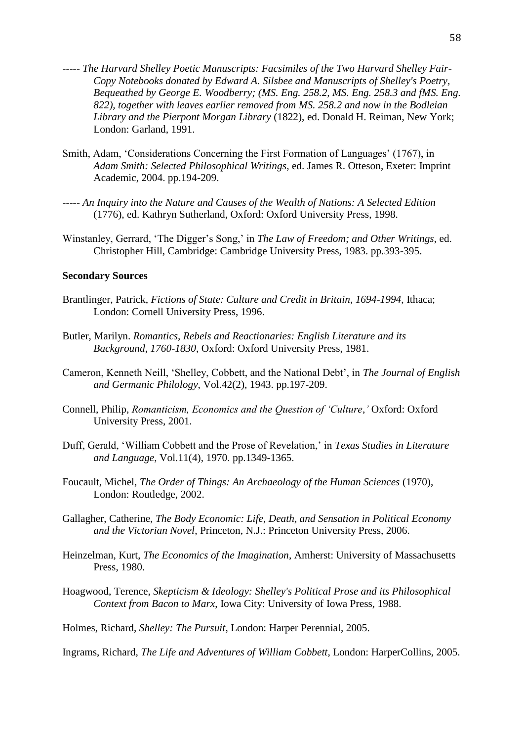----- *The Harvard Shelley Poetic Manuscripts: Facsimiles of the Two Harvard Shelley Fair-Copy Notebooks donated by Edward A. Silsbee and Manuscripts of Shelley's Poetry, Bequeathed by George E. Woodberry; (MS. Eng. 258.2, MS. Eng. 258.3 and fMS. Eng. 822), together with leaves earlier removed from MS. 258.2 and now in the Bodleian Library and the Pierpont Morgan Library* (1822), ed. Donald H. Reiman, New York; London: Garland, 1991.

Smith, Adam, 'Considerations Concerning the First Formation of Languages' (1767), in *Adam Smith: Selected Philosophical Writings*, ed. James R. Otteson, Exeter: Imprint Academic, 2004. pp.194-209.

----- *An Inquiry into the Nature and Causes of the Wealth of Nations: A Selected Edition* (1776), ed. Kathryn Sutherland, Oxford: Oxford University Press, 1998.

Winstanley, Gerrard, 'The Digger's Song,' in *The Law of Freedom; and Other Writings*, ed. Christopher Hill, Cambridge: Cambridge University Press, 1983. pp.393-395.

**Secondary Sources**

Brantlinger, Patrick, *Fictions of State: Culture and Credit in Britain, 1694-1994*, Ithaca; London: Cornell University Press, 1996.

Butler, Marilyn. *Romantics, Rebels and Reactionaries: English Literature and its Background, 1760-1830*, Oxford: Oxford University Press, 1981.

Cameron, Kenneth Neill, 'Shelley, Cobbett, and the National Debt', in *The Journal of English and Germanic Philology*, Vol.42(2), 1943. pp.197-209.

Connell, Philip, *Romanticism, Economics and the Question of 'Culture*,*'* Oxford: Oxford University Press, 2001.

Duff, Gerald, 'William Cobbett and the Prose of Revelation,' in *Texas Studies in Literature and Language*, Vol.11(4), 1970. pp.1349-1365.

Foucault, Michel, *The Order of Things: An Archaeology of the Human Sciences* (1970), London: Routledge, 2002.

Gallagher, Catherine, *The Body Economic: Life, Death, and Sensation in Political Economy and the Victorian Novel*, Princeton, N.J.: Princeton University Press, 2006.

Heinzelman, Kurt, *The Economics of the Imagination*, Amherst: University of Massachusetts Press, 1980.

Hoagwood, Terence, *Skepticism & Ideology: Shelley's Political Prose and its Philosophical Context from Bacon to Marx*, Iowa City: University of Iowa Press, 1988.

Holmes, Richard, *Shelley: The Pursuit*, London: Harper Perennial, 2005.

Ingrams, Richard, *The Life and Adventures of William Cobbett*, London: HarperCollins, 2005.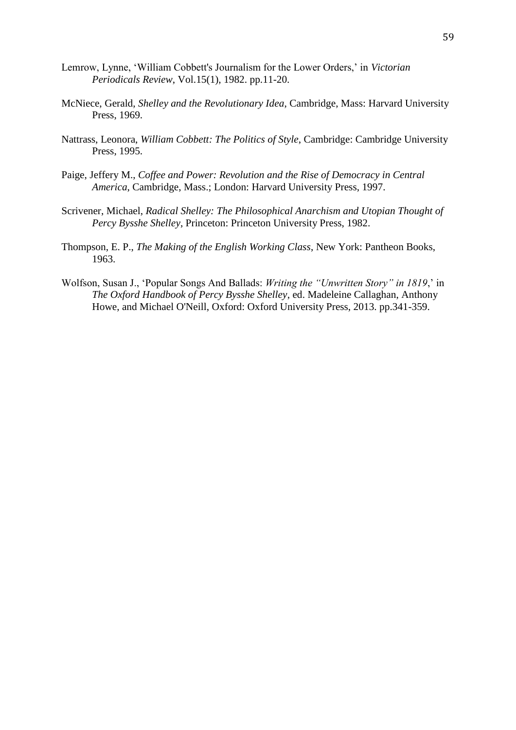Lemrow, Lynne, 'William Cobbett's Journalism for the Lower Orders,' in *Victorian Periodicals Review*, Vol.15(1), 1982. pp.11-20.

McNiece, Gerald, *Shelley and the Revolutionary Idea*, Cambridge, Mass: Harvard University Press, 1969.

Nattrass, Leonora, *William Cobbett: The Politics of Style*, Cambridge: Cambridge University Press, 1995.

Paige, Jeffery M., *Coffee and Power: Revolution and the Rise of Democracy in Central America*, Cambridge, Mass.; London: Harvard University Press, 1997.

Scrivener, Michael, *Radical Shelley: The Philosophical Anarchism and Utopian Thought of Percy Bysshe Shelley*, Princeton: Princeton University Press, 1982.

Thompson, E. P., *The Making of the English Working Class*, New York: Pantheon Books, 1963.

Wolfson, Susan J., 'Popular Songs And Ballads: *Writing the "Unwritten Story" in 1819*,' in *The Oxford Handbook of Percy Bysshe Shelley*, ed. Madeleine Callaghan, Anthony Howe, and Michael O'Neill, Oxford: Oxford University Press, 2013. pp.341-359.